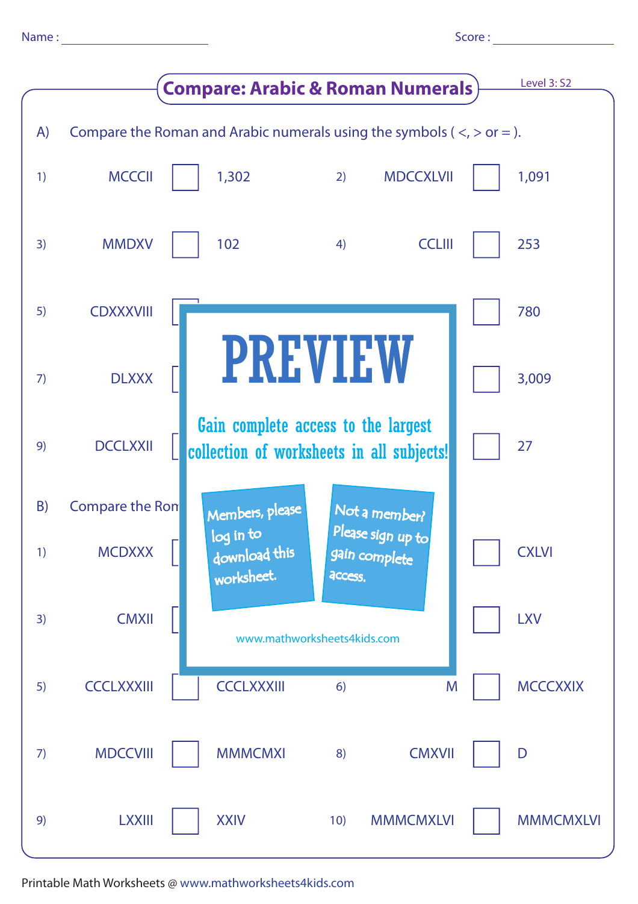Name : ____________________ Score : ____________________

## Compare: Arabic & Roman Numerals

Level 3: S2

A) Compare the Roman and Arabic numerals using the symbols ( <, > or = ).

| | | | | | | | |
|---|---|---|---|---|---|---|---|
| 1) | MCCCII | ☐ | 1,302 | 2) | MDCCXLVII | ☐ | 1,091 |
| 3) | MMDXV | ☐ | 102 | 4) | CCLIII | ☐ | 253 |
| 5) | CDXXXVIII | ☐ | | | | ☐ | 780 |
| 7) | DLXXX | ☐ | | | | ☐ | 3,009 |
| 9) | DCCLXXII | ☐ | | | | ☐ | 27 |

B) Compare the Ron

| | | | | | | | |
|---|---|---|---|---|---|---|---|
| 1) | MCDXXX | ☐ | | | | ☐ | CXLVI |
| 3) | CMXII | ☐ | | | | ☐ | LXV |
| 5) | CCCLXXXIII | ☐ | CCCLXXXIII | 6) | M | ☐ | MCCCXXIX |
| 7) | MDCCVIII | ☐ | MMMCMXI | 8) | CMXVII | ☐ | D |
| 9) | LXXIII | ☐ | XXIV | 10) | MMMCMXLVI | ☐ | MMMCMXLVI |

PREVIEW

Gain complete access to the largest collection of worksheets in all subjects!

Members, please log in to download this worksheet.

Not a member? Please sign up to gain complete access.

www.mathworksheets4kids.com

Printable Math Worksheets @ www.mathworksheets4kids.com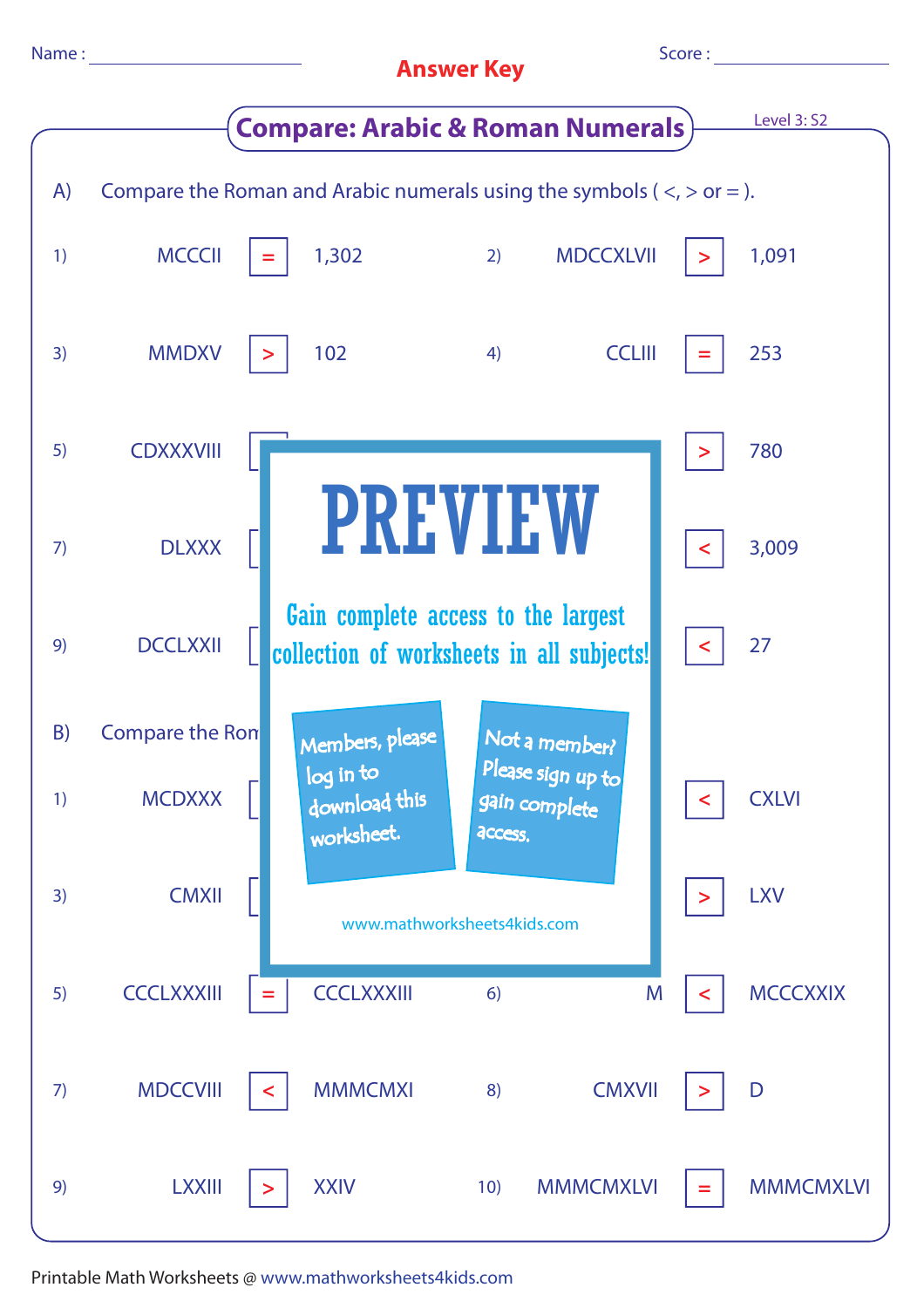Name : ____________________ **Answer Key** Score : ____________________

## Compare: Arabic & Roman Numerals

Level 3: S2

A) Compare the Roman and Arabic numerals using the symbols ( <, > or = ).

| | | | | | | | |
|---|---|---|---|---|---|---|---|
| 1) | MCCCII | = | 1,302 | 2) | MDCCXLVII | > | 1,091 |
| 3) | MMDXV | > | 102 | 4) | CCLIII | = | 253 |
| 5) | CDXXXVIII | | | | | > | 780 |
| 7) | DLXXX | | | | | < | 3,009 |
| 9) | DCCLXXII | | | | | < | 27 |

**PREVIEW**

Gain complete access to the largest collection of worksheets in all subjects!

Members, please log in to download this worksheet.

Not a member? Please sign up to gain complete access.

www.mathworksheets4kids.com

B) Compare the Ron

| | | | | | | | |
|---|---|---|---|---|---|---|---|
| 1) | MCDXXX | | | | | < | CXLVI |
| 3) | CMXII | | | | | > | LXV |
| 5) | CCCLXXXIII | = | CCCLXXXIII | 6) | M | < | MCCCXXIX |
| 7) | MDCCVIII | < | MMMCMXI | 8) | CMXVII | > | D |
| 9) | LXXIII | > | XXIV | 10) | MMMCMXLVI | = | MMMCMXLVI |

Printable Math Worksheets @ www.mathworksheets4kids.com